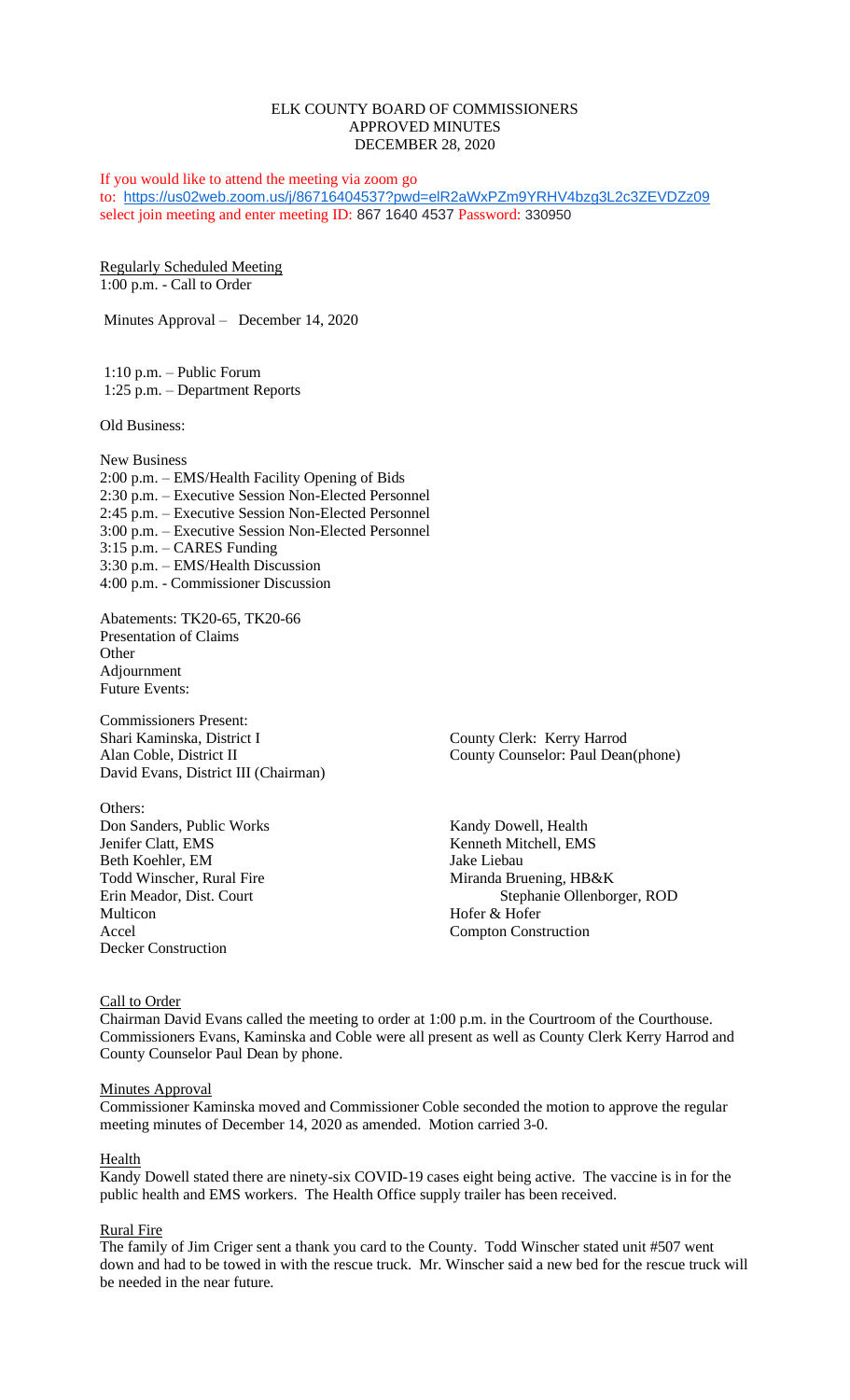# ELK COUNTY BOARD OF COMMISSIONERS
## APPROVED MINUTES
## DECEMBER 28, 2020

If you would like to attend the meeting via zoom go to: https://us02web.zoom.us/j/86716404537?pwd=elR2aWxPZm9YRHV4bzg3L2c3ZEVDZz09 select join meeting and enter meeting ID: 867 1640 4537 Password: 330950

Regularly Scheduled Meeting
1:00 p.m. - Call to Order

Minutes Approval – December 14, 2020

1:10 p.m. – Public Forum
1:25 p.m. – Department Reports

Old Business:

New Business
2:00 p.m. – EMS/Health Facility Opening of Bids
2:30 p.m. – Executive Session Non-Elected Personnel
2:45 p.m. – Executive Session Non-Elected Personnel
3:00 p.m. – Executive Session Non-Elected Personnel
3:15 p.m. – CARES Funding
3:30 p.m. – EMS/Health Discussion
4:00 p.m. - Commissioner Discussion

Abatements: TK20-65, TK20-66
Presentation of Claims
Other
Adjournment
Future Events:

Commissioners Present:
Shari Kaminska, District I
Alan Coble, District II
David Evans, District III (Chairman)

County Clerk: Kerry Harrod
County Counselor: Paul Dean(phone)

Others:
Don Sanders, Public Works
Jenifer Clatt, EMS
Beth Koehler, EM
Todd Winscher, Rural Fire
Erin Meador, Dist. Court
Multicon
Accel
Decker Construction

Kandy Dowell, Health
Kenneth Mitchell, EMS
Jake Liebau
Miranda Bruening, HB&K
Stephanie Ollenborger, ROD
Hofer & Hofer
Compton Construction

Call to Order
Chairman David Evans called the meeting to order at 1:00 p.m. in the Courtroom of the Courthouse. Commissioners Evans, Kaminska and Coble were all present as well as County Clerk Kerry Harrod and County Counselor Paul Dean by phone.

Minutes Approval
Commissioner Kaminska moved and Commissioner Coble seconded the motion to approve the regular meeting minutes of December 14, 2020 as amended. Motion carried 3-0.

Health
Kandy Dowell stated there are ninety-six COVID-19 cases eight being active. The vaccine is in for the public health and EMS workers. The Health Office supply trailer has been received.

Rural Fire
The family of Jim Criger sent a thank you card to the County. Todd Winscher stated unit #507 went down and had to be towed in with the rescue truck. Mr. Winscher said a new bed for the rescue truck will be needed in the near future.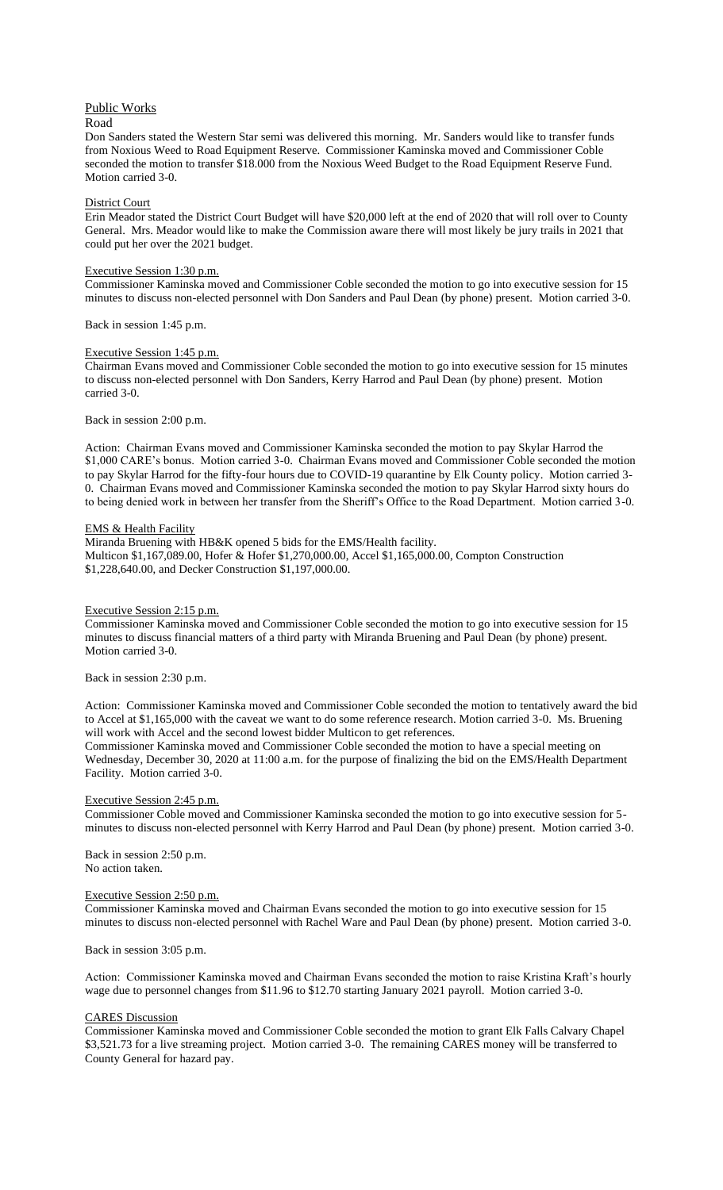## Public Works

### Road

Don Sanders stated the Western Star semi was delivered this morning. Mr. Sanders would like to transfer funds from Noxious Weed to Road Equipment Reserve. Commissioner Kaminska moved and Commissioner Coble seconded the motion to transfer $18.000 from the Noxious Weed Budget to the Road Equipment Reserve Fund. Motion carried 3-0.

### District Court

Erin Meador stated the District Court Budget will have $20,000 left at the end of 2020 that will roll over to County General. Mrs. Meador would like to make the Commission aware there will most likely be jury trails in 2021 that could put her over the 2021 budget.

### Executive Session 1:30 p.m.

Commissioner Kaminska moved and Commissioner Coble seconded the motion to go into executive session for 15 minutes to discuss non-elected personnel with Don Sanders and Paul Dean (by phone) present. Motion carried 3-0.

Back in session 1:45 p.m.

### Executive Session 1:45 p.m.

Chairman Evans moved and Commissioner Coble seconded the motion to go into executive session for 15 minutes to discuss non-elected personnel with Don Sanders, Kerry Harrod and Paul Dean (by phone) present. Motion carried 3-0.

Back in session 2:00 p.m.

Action: Chairman Evans moved and Commissioner Kaminska seconded the motion to pay Skylar Harrod the $1,000 CARE's bonus. Motion carried 3-0. Chairman Evans moved and Commissioner Coble seconded the motion to pay Skylar Harrod for the fifty-four hours due to COVID-19 quarantine by Elk County policy. Motion carried 3-0. Chairman Evans moved and Commissioner Kaminska seconded the motion to pay Skylar Harrod sixty hours do to being denied work in between her transfer from the Sheriff's Office to the Road Department. Motion carried 3-0.

### EMS & Health Facility

Miranda Bruening with HB&K opened 5 bids for the EMS/Health facility.
Multicon $1,167,089.00, Hofer & Hofer $1,270,000.00, Accel $1,165,000.00, Compton Construction $1,228,640.00, and Decker Construction $1,197,000.00.

### Executive Session 2:15 p.m.

Commissioner Kaminska moved and Commissioner Coble seconded the motion to go into executive session for 15 minutes to discuss financial matters of a third party with Miranda Bruening and Paul Dean (by phone) present. Motion carried 3-0.

Back in session 2:30 p.m.

Action: Commissioner Kaminska moved and Commissioner Coble seconded the motion to tentatively award the bid to Accel at $1,165,000 with the caveat we want to do some reference research. Motion carried 3-0. Ms. Bruening will work with Accel and the second lowest bidder Multicon to get references.
Commissioner Kaminska moved and Commissioner Coble seconded the motion to have a special meeting on Wednesday, December 30, 2020 at 11:00 a.m. for the purpose of finalizing the bid on the EMS/Health Department Facility. Motion carried 3-0.

### Executive Session 2:45 p.m.

Commissioner Coble moved and Commissioner Kaminska seconded the motion to go into executive session for 5-minutes to discuss non-elected personnel with Kerry Harrod and Paul Dean (by phone) present. Motion carried 3-0.

Back in session 2:50 p.m.
No action taken.

### Executive Session 2:50 p.m.

Commissioner Kaminska moved and Chairman Evans seconded the motion to go into executive session for 15 minutes to discuss non-elected personnel with Rachel Ware and Paul Dean (by phone) present. Motion carried 3-0.

Back in session 3:05 p.m.

Action: Commissioner Kaminska moved and Chairman Evans seconded the motion to raise Kristina Kraft's hourly wage due to personnel changes from $11.96 to $12.70 starting January 2021 payroll. Motion carried 3-0.

### CARES Discussion

Commissioner Kaminska moved and Commissioner Coble seconded the motion to grant Elk Falls Calvary Chapel $3,521.73 for a live streaming project. Motion carried 3-0. The remaining CARES money will be transferred to County General for hazard pay.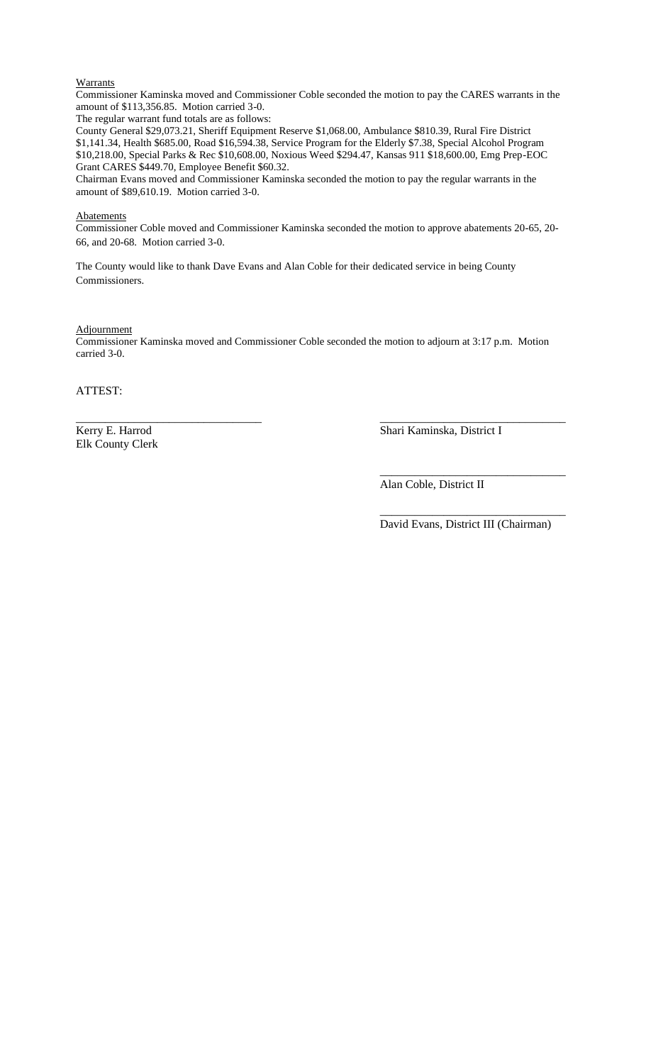Warrants

Commissioner Kaminska moved and Commissioner Coble seconded the motion to pay the CARES warrants in the amount of $113,356.85. Motion carried 3-0.

The regular warrant fund totals are as follows:

County General $29,073.21, Sheriff Equipment Reserve $1,068.00, Ambulance $810.39, Rural Fire District $1,141.34, Health $685.00, Road $16,594.38, Service Program for the Elderly $7.38, Special Alcohol Program $10,218.00, Special Parks & Rec $10,608.00, Noxious Weed $294.47, Kansas 911 $18,600.00, Emg Prep-EOC Grant CARES $449.70, Employee Benefit $60.32.

Chairman Evans moved and Commissioner Kaminska seconded the motion to pay the regular warrants in the amount of $89,610.19. Motion carried 3-0.

Abatements

Commissioner Coble moved and Commissioner Kaminska seconded the motion to approve abatements 20-65, 20-66, and 20-68. Motion carried 3-0.

The County would like to thank Dave Evans and Alan Coble for their dedicated service in being County Commissioners.

Adjournment

Commissioner Kaminska moved and Commissioner Coble seconded the motion to adjourn at 3:17 p.m. Motion carried 3-0.

ATTEST:

\_\_\_\_\_\_\_\_\_\_\_\_\_\_\_\_\_\_\_\_\_\_\_\_\_\_\_\_\_\_\_\_
Kerry E. Harrod
Elk County Clerk

\_\_\_\_\_\_\_\_\_\_\_\_\_\_\_\_\_\_\_\_\_\_\_\_\_\_\_\_\_\_\_\_
Shari Kaminska, District I

\_\_\_\_\_\_\_\_\_\_\_\_\_\_\_\_\_\_\_\_\_\_\_\_\_\_\_\_\_\_\_\_
Alan Coble, District II

\_\_\_\_\_\_\_\_\_\_\_\_\_\_\_\_\_\_\_\_\_\_\_\_\_\_\_\_\_\_\_\_
David Evans, District III (Chairman)